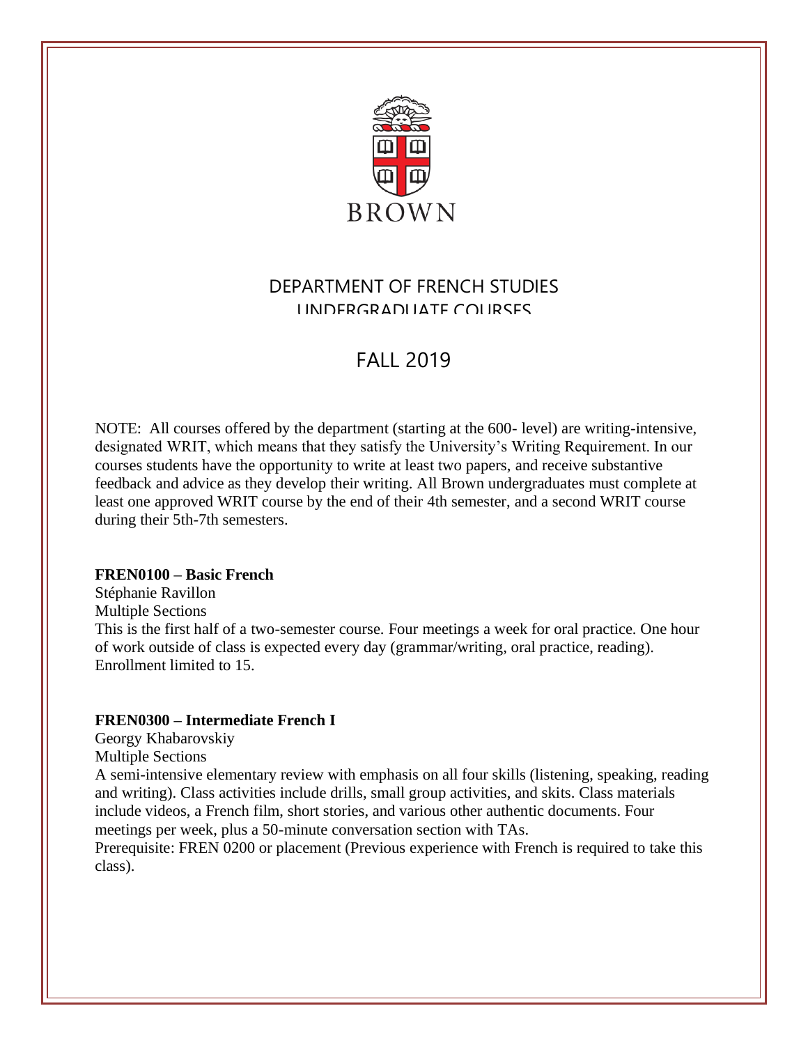BROWN

# DEPARTMENT OF FRENCH STUDIES
## UNDERGRADUATE COURSES

## FALL 2019

NOTE: All courses offered by the department (starting at the 600- level) are writing-intensive, designated WRIT, which means that they satisfy the University's Writing Requirement. In our courses students have the opportunity to write at least two papers, and receive substantive feedback and advice as they develop their writing. All Brown undergraduates must complete at least one approved WRIT course by the end of their 4th semester, and a second WRIT course during their 5th-7th semesters.

**FREN0100 – Basic French**
Stéphanie Ravillon
Multiple Sections
This is the first half of a two-semester course. Four meetings a week for oral practice. One hour of work outside of class is expected every day (grammar/writing, oral practice, reading). Enrollment limited to 15.

**FREN0300 – Intermediate French I**
Georgy Khabarovskiy
Multiple Sections
A semi-intensive elementary review with emphasis on all four skills (listening, speaking, reading and writing). Class activities include drills, small group activities, and skits. Class materials include videos, a French film, short stories, and various other authentic documents. Four meetings per week, plus a 50-minute conversation section with TAs.
Prerequisite: FREN 0200 or placement (Previous experience with French is required to take this class).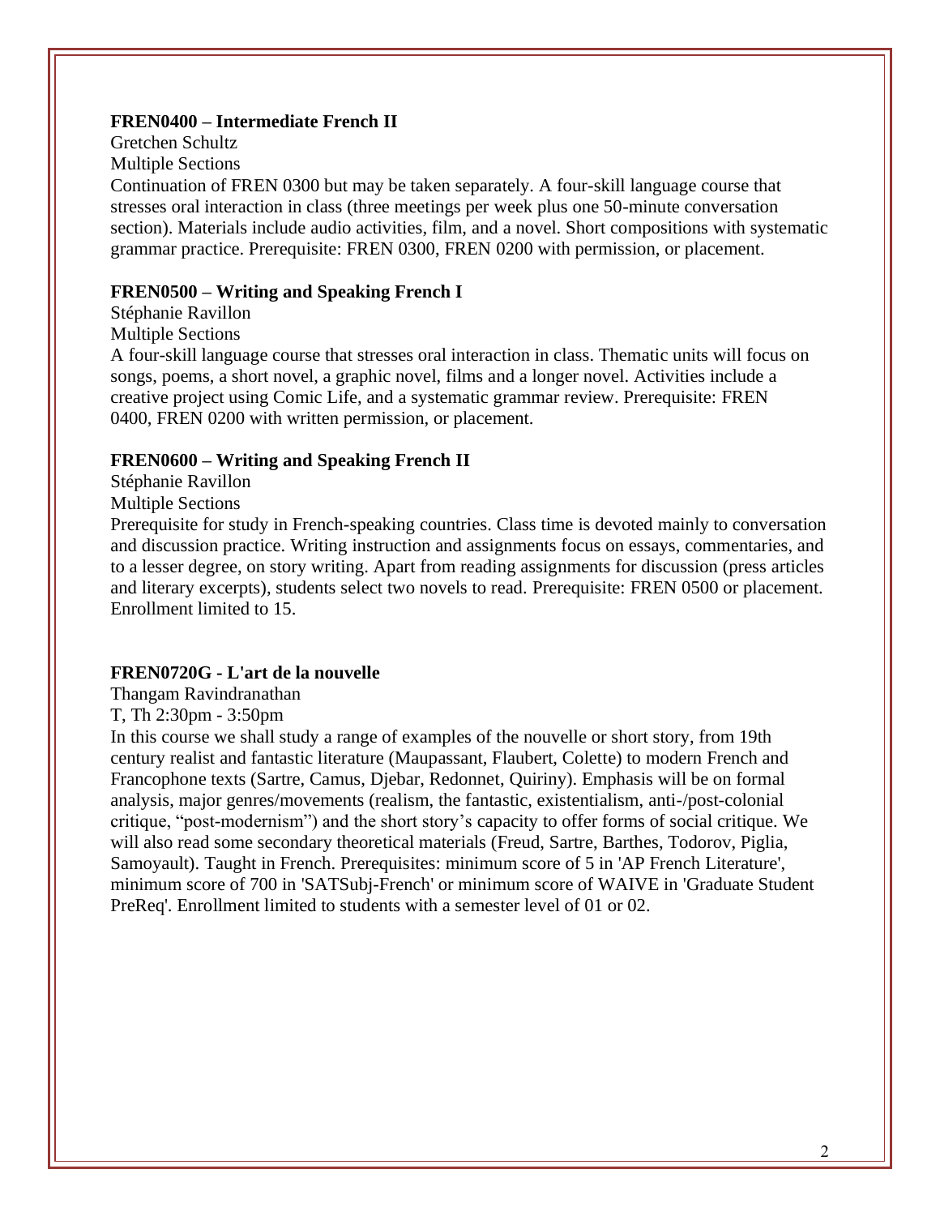**FREN0400 – Intermediate French II**

Gretchen Schultz

Multiple Sections

Continuation of FREN 0300 but may be taken separately. A four-skill language course that stresses oral interaction in class (three meetings per week plus one 50-minute conversation section). Materials include audio activities, film, and a novel. Short compositions with systematic grammar practice. Prerequisite: FREN 0300, FREN 0200 with permission, or placement.

**FREN0500 – Writing and Speaking French I**

Stéphanie Ravillon

Multiple Sections

A four-skill language course that stresses oral interaction in class. Thematic units will focus on songs, poems, a short novel, a graphic novel, films and a longer novel. Activities include a creative project using Comic Life, and a systematic grammar review. Prerequisite: FREN 0400, FREN 0200 with written permission, or placement.

**FREN0600 – Writing and Speaking French II**

Stéphanie Ravillon

Multiple Sections

Prerequisite for study in French-speaking countries. Class time is devoted mainly to conversation and discussion practice. Writing instruction and assignments focus on essays, commentaries, and to a lesser degree, on story writing. Apart from reading assignments for discussion (press articles and literary excerpts), students select two novels to read. Prerequisite: FREN 0500 or placement. Enrollment limited to 15.

**FREN0720G - L'art de la nouvelle**

Thangam Ravindranathan

T, Th 2:30pm - 3:50pm

In this course we shall study a range of examples of the nouvelle or short story, from 19th century realist and fantastic literature (Maupassant, Flaubert, Colette) to modern French and Francophone texts (Sartre, Camus, Djebar, Redonnet, Quiriny). Emphasis will be on formal analysis, major genres/movements (realism, the fantastic, existentialism, anti-/post-colonial critique, "post-modernism") and the short story's capacity to offer forms of social critique. We will also read some secondary theoretical materials (Freud, Sartre, Barthes, Todorov, Piglia, Samoyault). Taught in French. Prerequisites: minimum score of 5 in 'AP French Literature', minimum score of 700 in 'SATSubj-French' or minimum score of WAIVE in 'Graduate Student PreReq'. Enrollment limited to students with a semester level of 01 or 02.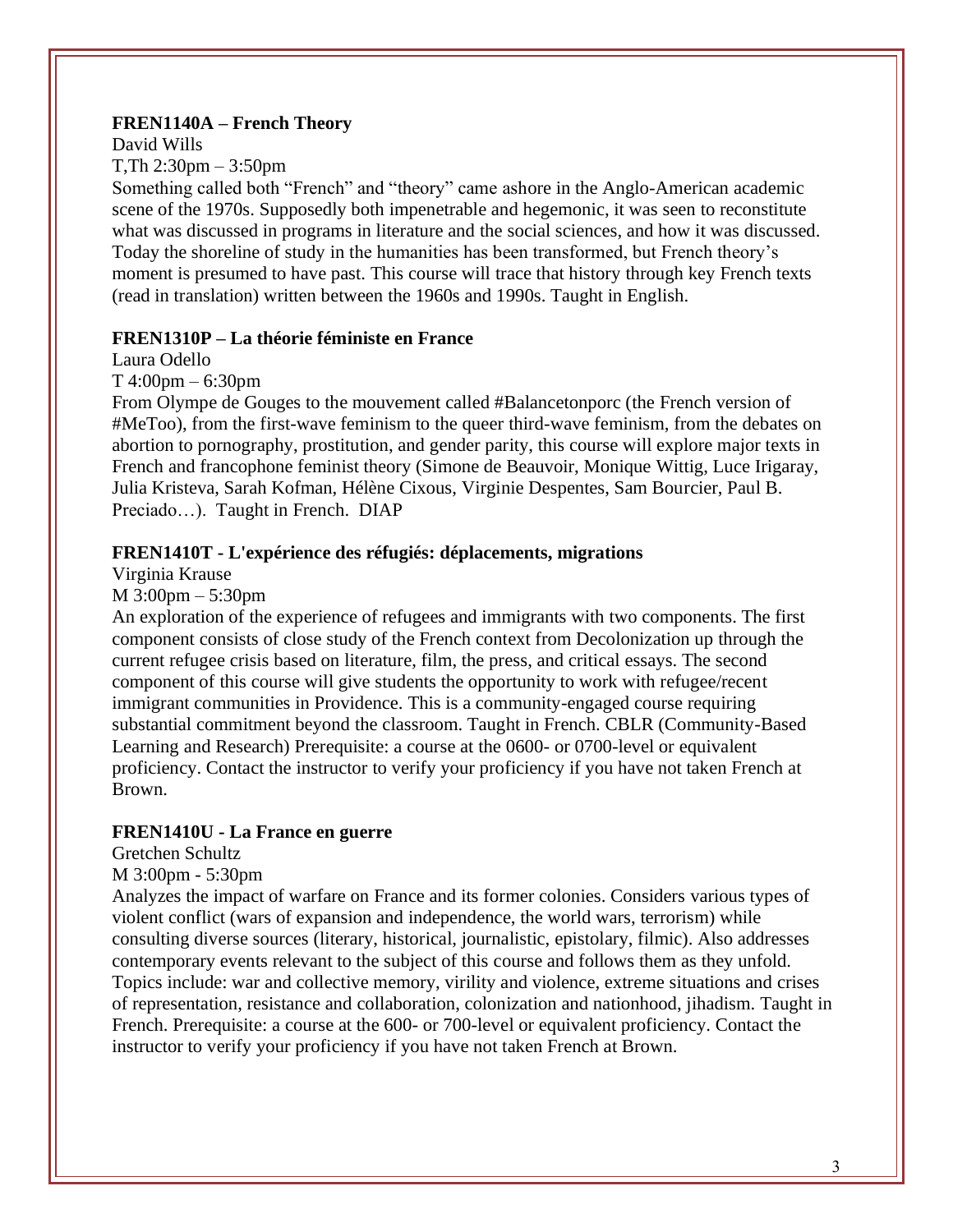**FREN1140A – French Theory**

David Wills

T,Th 2:30pm – 3:50pm

Something called both "French" and "theory" came ashore in the Anglo-American academic scene of the 1970s. Supposedly both impenetrable and hegemonic, it was seen to reconstitute what was discussed in programs in literature and the social sciences, and how it was discussed. Today the shoreline of study in the humanities has been transformed, but French theory's moment is presumed to have past. This course will trace that history through key French texts (read in translation) written between the 1960s and 1990s. Taught in English.

**FREN1310P – La théorie féministe en France**

Laura Odello

T 4:00pm – 6:30pm

From Olympe de Gouges to the mouvement called #Balancetonporc (the French version of #MeToo), from the first-wave feminism to the queer third-wave feminism, from the debates on abortion to pornography, prostitution, and gender parity, this course will explore major texts in French and francophone feminist theory (Simone de Beauvoir, Monique Wittig, Luce Irigaray, Julia Kristeva, Sarah Kofman, Hélène Cixous, Virginie Despentes, Sam Bourcier, Paul B. Preciado…). Taught in French. DIAP

**FREN1410T - L'expérience des réfugiés: déplacements, migrations**

Virginia Krause

M 3:00pm – 5:30pm

An exploration of the experience of refugees and immigrants with two components. The first component consists of close study of the French context from Decolonization up through the current refugee crisis based on literature, film, the press, and critical essays. The second component of this course will give students the opportunity to work with refugee/recent immigrant communities in Providence. This is a community-engaged course requiring substantial commitment beyond the classroom. Taught in French. CBLR (Community-Based Learning and Research) Prerequisite: a course at the 0600- or 0700-level or equivalent proficiency. Contact the instructor to verify your proficiency if you have not taken French at Brown.

**FREN1410U - La France en guerre**

Gretchen Schultz

M 3:00pm - 5:30pm

Analyzes the impact of warfare on France and its former colonies. Considers various types of violent conflict (wars of expansion and independence, the world wars, terrorism) while consulting diverse sources (literary, historical, journalistic, epistolary, filmic). Also addresses contemporary events relevant to the subject of this course and follows them as they unfold. Topics include: war and collective memory, virility and violence, extreme situations and crises of representation, resistance and collaboration, colonization and nationhood, jihadism. Taught in French. Prerequisite: a course at the 600- or 700-level or equivalent proficiency. Contact the instructor to verify your proficiency if you have not taken French at Brown.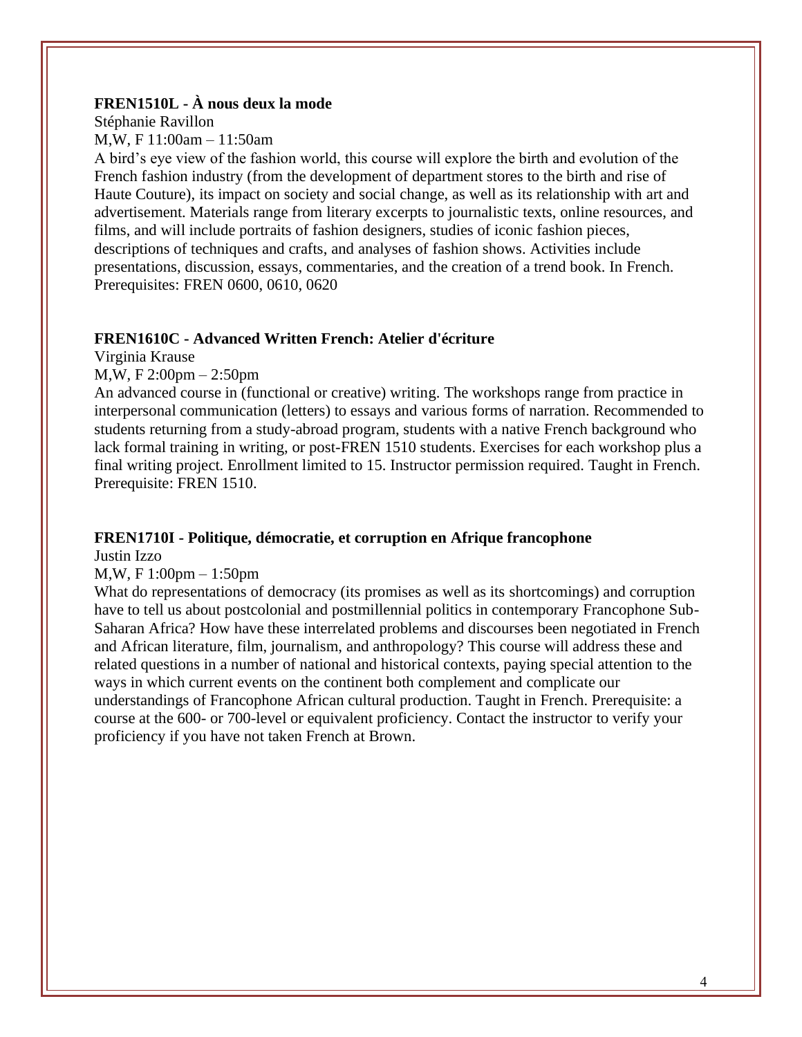**FREN1510L - À nous deux la mode**

Stéphanie Ravillon

M,W, F 11:00am – 11:50am

A bird's eye view of the fashion world, this course will explore the birth and evolution of the French fashion industry (from the development of department stores to the birth and rise of Haute Couture), its impact on society and social change, as well as its relationship with art and advertisement. Materials range from literary excerpts to journalistic texts, online resources, and films, and will include portraits of fashion designers, studies of iconic fashion pieces, descriptions of techniques and crafts, and analyses of fashion shows. Activities include presentations, discussion, essays, commentaries, and the creation of a trend book. In French. Prerequisites: FREN 0600, 0610, 0620

**FREN1610C - Advanced Written French: Atelier d'écriture**

Virginia Krause

M,W, F 2:00pm – 2:50pm

An advanced course in (functional or creative) writing. The workshops range from practice in interpersonal communication (letters) to essays and various forms of narration. Recommended to students returning from a study-abroad program, students with a native French background who lack formal training in writing, or post-FREN 1510 students. Exercises for each workshop plus a final writing project. Enrollment limited to 15. Instructor permission required. Taught in French. Prerequisite: FREN 1510.

**FREN1710I - Politique, démocratie, et corruption en Afrique francophone**

Justin Izzo

M,W, F 1:00pm – 1:50pm

What do representations of democracy (its promises as well as its shortcomings) and corruption have to tell us about postcolonial and postmillennial politics in contemporary Francophone Sub-Saharan Africa? How have these interrelated problems and discourses been negotiated in French and African literature, film, journalism, and anthropology? This course will address these and related questions in a number of national and historical contexts, paying special attention to the ways in which current events on the continent both complement and complicate our understandings of Francophone African cultural production. Taught in French. Prerequisite: a course at the 600- or 700-level or equivalent proficiency. Contact the instructor to verify your proficiency if you have not taken French at Brown.